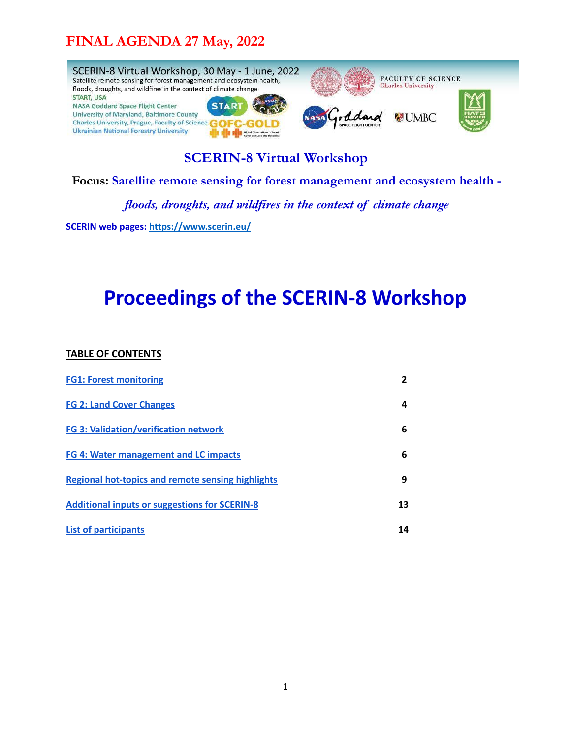# FINAL AGENDA 27 May, 2022

SCERIN-8 Virtual Workshop, 30 May - 1 June, 2022
Satellite remote sensing for forest management and ecosystem health, floods, droughts, and wildfires in the context of climate change
START, USA
NASA Goddard Space Flight Center
University of Maryland, Baltimore County
Charles University, Prague, Faculty of Science
Ukrainian National Forestry University

## SCERIN-8 Virtual Workshop

**Focus:** **Satellite remote sensing for forest management and ecosystem health -**

***floods, droughts, and wildfires in the context of climate change***

**SCERIN web pages: https://www.scerin.eu/**

# Proceedings of the SCERIN-8 Workshop

**TABLE OF CONTENTS**

| | |
|---|---|
| FG1: Forest monitoring | 2 |
| FG 2: Land Cover Changes | 4 |
| FG 3: Validation/verification network | 6 |
| FG 4: Water management and LC impacts | 6 |
| Regional hot-topics and remote sensing highlights | 9 |
| Additional inputs or suggestions for SCERIN-8 | 13 |
| List of participants | 14 |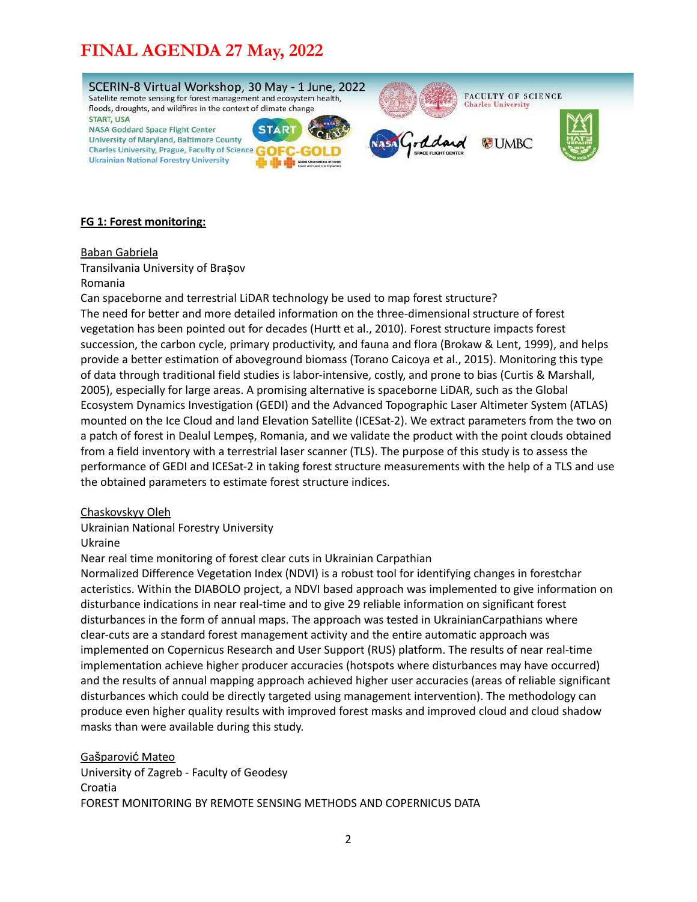# FINAL AGENDA 27 May, 2022

SCERIN-8 Virtual Workshop, 30 May - 1 June, 2022
Satellite remote sensing for forest management and ecosystem health, floods, droughts, and wildfires in the context of climate change
START, USA
NASA Goddard Space Flight Center
University of Maryland, Baltimore County
Charles University, Prague, Faculty of Science
Ukrainian National Forestry University

**FG 1: Forest monitoring:**

Baban Gabriela
Transilvania University of Brașov
Romania
Can spaceborne and terrestrial LiDAR technology be used to map forest structure?
The need for better and more detailed information on the three-dimensional structure of forest vegetation has been pointed out for decades (Hurtt et al., 2010). Forest structure impacts forest succession, the carbon cycle, primary productivity, and fauna and flora (Brokaw & Lent, 1999), and helps provide a better estimation of aboveground biomass (Torano Caicoya et al., 2015). Monitoring this type of data through traditional field studies is labor-intensive, costly, and prone to bias (Curtis & Marshall, 2005), especially for large areas. A promising alternative is spaceborne LiDAR, such as the Global Ecosystem Dynamics Investigation (GEDI) and the Advanced Topographic Laser Altimeter System (ATLAS) mounted on the Ice Cloud and land Elevation Satellite (ICESat-2). We extract parameters from the two on a patch of forest in Dealul Lempeș, Romania, and we validate the product with the point clouds obtained from a field inventory with a terrestrial laser scanner (TLS). The purpose of this study is to assess the performance of GEDI and ICESat-2 in taking forest structure measurements with the help of a TLS and use the obtained parameters to estimate forest structure indices.

Chaskovskyy Oleh
Ukrainian National Forestry University
Ukraine
Near real time monitoring of forest clear cuts in Ukrainian Carpathian
Normalized Difference Vegetation Index (NDVI) is a robust tool for identifying changes in forestchar acteristics. Within the DIABOLO project, a NDVI based approach was implemented to give information on disturbance indications in near real-time and to give 29 reliable information on significant forest disturbances in the form of annual maps. The approach was tested in UkrainianCarpathians where clear-cuts are a standard forest management activity and the entire automatic approach was implemented on Copernicus Research and User Support (RUS) platform. The results of near real-time implementation achieve higher producer accuracies (hotspots where disturbances may have occurred) and the results of annual mapping approach achieved higher user accuracies (areas of reliable significant disturbances which could be directly targeted using management intervention). The methodology can produce even higher quality results with improved forest masks and improved cloud and cloud shadow masks than were available during this study.

Gašparović Mateo
University of Zagreb - Faculty of Geodesy
Croatia
FOREST MONITORING BY REMOTE SENSING METHODS AND COPERNICUS DATA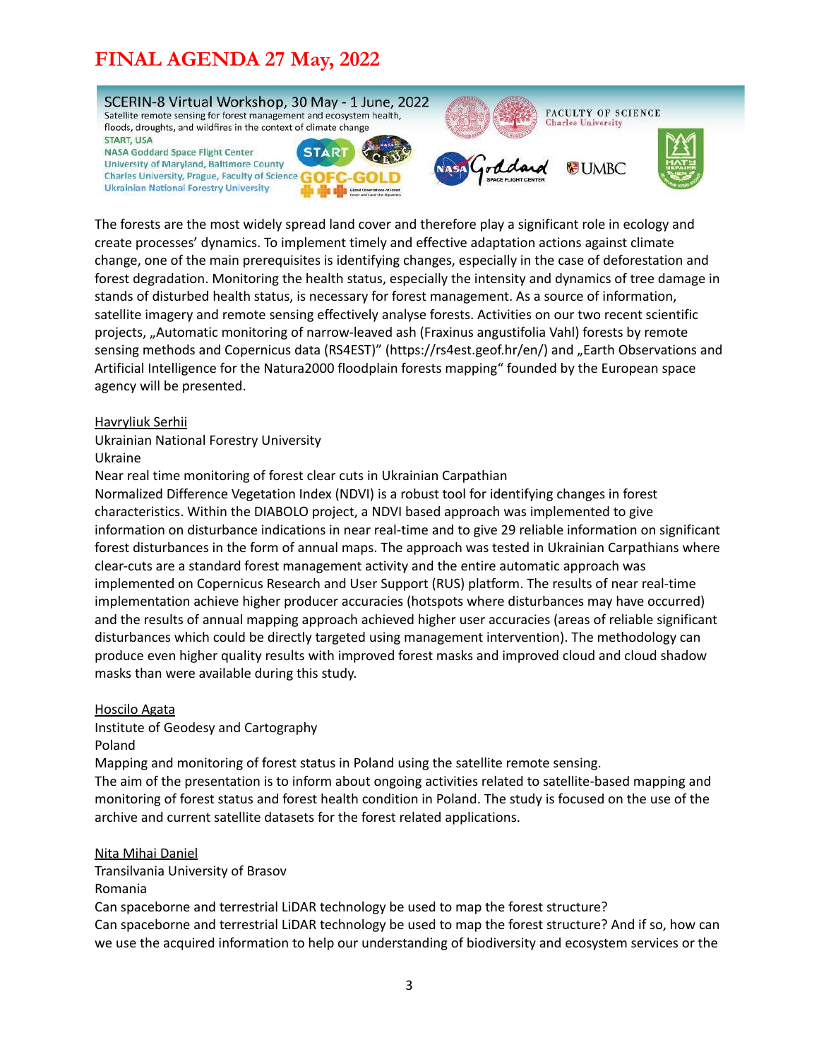# FINAL AGENDA 27 May, 2022

SCERIN-8 Virtual Workshop, 30 May - 1 June, 2022
Satellite remote sensing for forest management and ecosystem health, floods, droughts, and wildfires in the context of climate change
START, USA
NASA Goddard Space Flight Center
University of Maryland, Baltimore County
Charles University, Prague, Faculty of Science
Ukrainian National Forestry University

The forests are the most widely spread land cover and therefore play a significant role in ecology and create processes' dynamics. To implement timely and effective adaptation actions against climate change, one of the main prerequisites is identifying changes, especially in the case of deforestation and forest degradation. Monitoring the health status, especially the intensity and dynamics of tree damage in stands of disturbed health status, is necessary for forest management. As a source of information, satellite imagery and remote sensing effectively analyse forests. Activities on our two recent scientific projects, „Automatic monitoring of narrow-leaved ash (Fraxinus angustifolia Vahl) forests by remote sensing methods and Copernicus data (RS4EST)" (https://rs4est.geof.hr/en/) and „Earth Observations and Artificial Intelligence for the Natura2000 floodplain forests mapping" founded by the European space agency will be presented.

Havryliuk Serhii
Ukrainian National Forestry University
Ukraine
Near real time monitoring of forest clear cuts in Ukrainian Carpathian
Normalized Difference Vegetation Index (NDVI) is a robust tool for identifying changes in forest characteristics. Within the DIABOLO project, a NDVI based approach was implemented to give information on disturbance indications in near real-time and to give 29 reliable information on significant forest disturbances in the form of annual maps. The approach was tested in Ukrainian Carpathians where clear-cuts are a standard forest management activity and the entire automatic approach was implemented on Copernicus Research and User Support (RUS) platform. The results of near real-time implementation achieve higher producer accuracies (hotspots where disturbances may have occurred) and the results of annual mapping approach achieved higher user accuracies (areas of reliable significant disturbances which could be directly targeted using management intervention). The methodology can produce even higher quality results with improved forest masks and improved cloud and cloud shadow masks than were available during this study.

Hoscilo Agata
Institute of Geodesy and Cartography
Poland
Mapping and monitoring of forest status in Poland using the satellite remote sensing.
The aim of the presentation is to inform about ongoing activities related to satellite-based mapping and monitoring of forest status and forest health condition in Poland. The study is focused on the use of the archive and current satellite datasets for the forest related applications.

Nita Mihai Daniel
Transilvania University of Brasov
Romania
Can spaceborne and terrestrial LiDAR technology be used to map the forest structure?
Can spaceborne and terrestrial LiDAR technology be used to map the forest structure? And if so, how can we use the acquired information to help our understanding of biodiversity and ecosystem services or the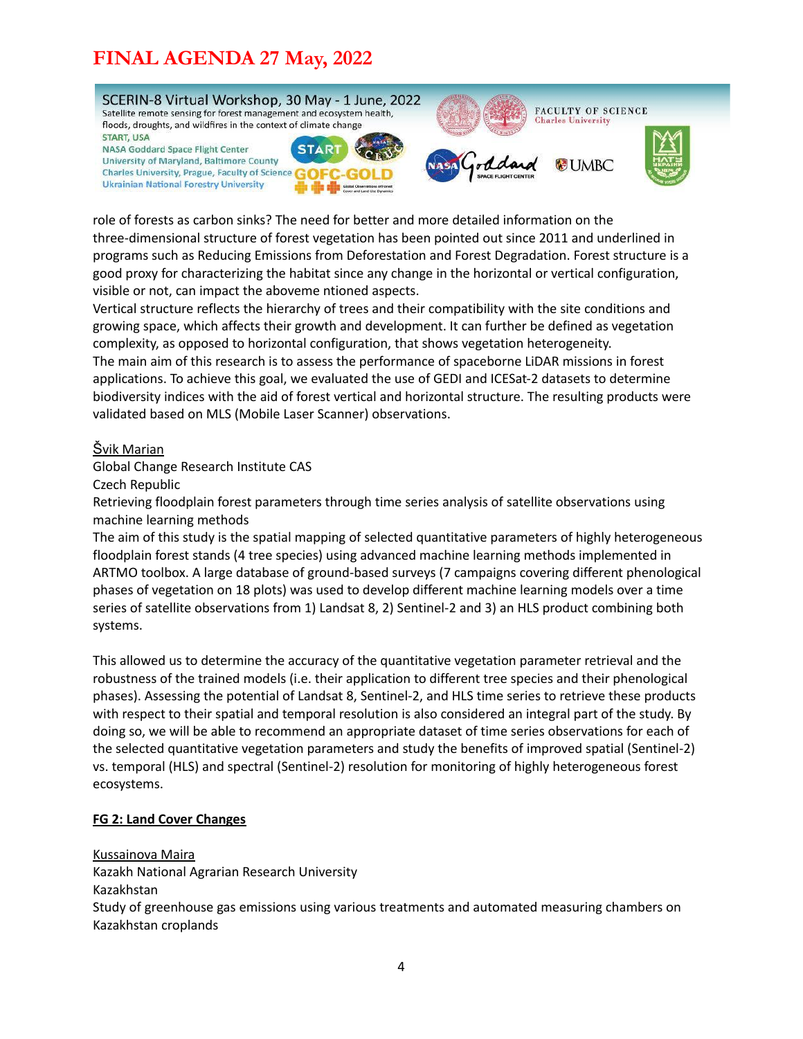role of forests as carbon sinks? The need for better and more detailed information on the three-dimensional structure of forest vegetation has been pointed out since 2011 and underlined in programs such as Reducing Emissions from Deforestation and Forest Degradation. Forest structure is a good proxy for characterizing the habitat since any change in the horizontal or vertical configuration, visible or not, can impact the aboveme ntioned aspects.

Vertical structure reflects the hierarchy of trees and their compatibility with the site conditions and growing space, which affects their growth and development. It can further be defined as vegetation complexity, as opposed to horizontal configuration, that shows vegetation heterogeneity.

The main aim of this research is to assess the performance of spaceborne LiDAR missions in forest applications. To achieve this goal, we evaluated the use of GEDI and ICESat-2 datasets to determine biodiversity indices with the aid of forest vertical and horizontal structure. The resulting products were validated based on MLS (Mobile Laser Scanner) observations.

<u>Švik Marian</u>
Global Change Research Institute CAS
Czech Republic
Retrieving floodplain forest parameters through time series analysis of satellite observations using machine learning methods
The aim of this study is the spatial mapping of selected quantitative parameters of highly heterogeneous floodplain forest stands (4 tree species) using advanced machine learning methods implemented in ARTMO toolbox. A large database of ground-based surveys (7 campaigns covering different phenological phases of vegetation on 18 plots) was used to develop different machine learning models over a time series of satellite observations from 1) Landsat 8, 2) Sentinel-2 and 3) an HLS product combining both systems.

This allowed us to determine the accuracy of the quantitative vegetation parameter retrieval and the robustness of the trained models (i.e. their application to different tree species and their phenological phases). Assessing the potential of Landsat 8, Sentinel-2, and HLS time series to retrieve these products with respect to their spatial and temporal resolution is also considered an integral part of the study. By doing so, we will be able to recommend an appropriate dataset of time series observations for each of the selected quantitative vegetation parameters and study the benefits of improved spatial (Sentinel-2) vs. temporal (HLS) and spectral (Sentinel-2) resolution for monitoring of highly heterogeneous forest ecosystems.

**<u>FG 2: Land Cover Changes</u>**

<u>Kussainova Maira</u>
Kazakh National Agrarian Research University
Kazakhstan
Study of greenhouse gas emissions using various treatments and automated measuring chambers on Kazakhstan croplands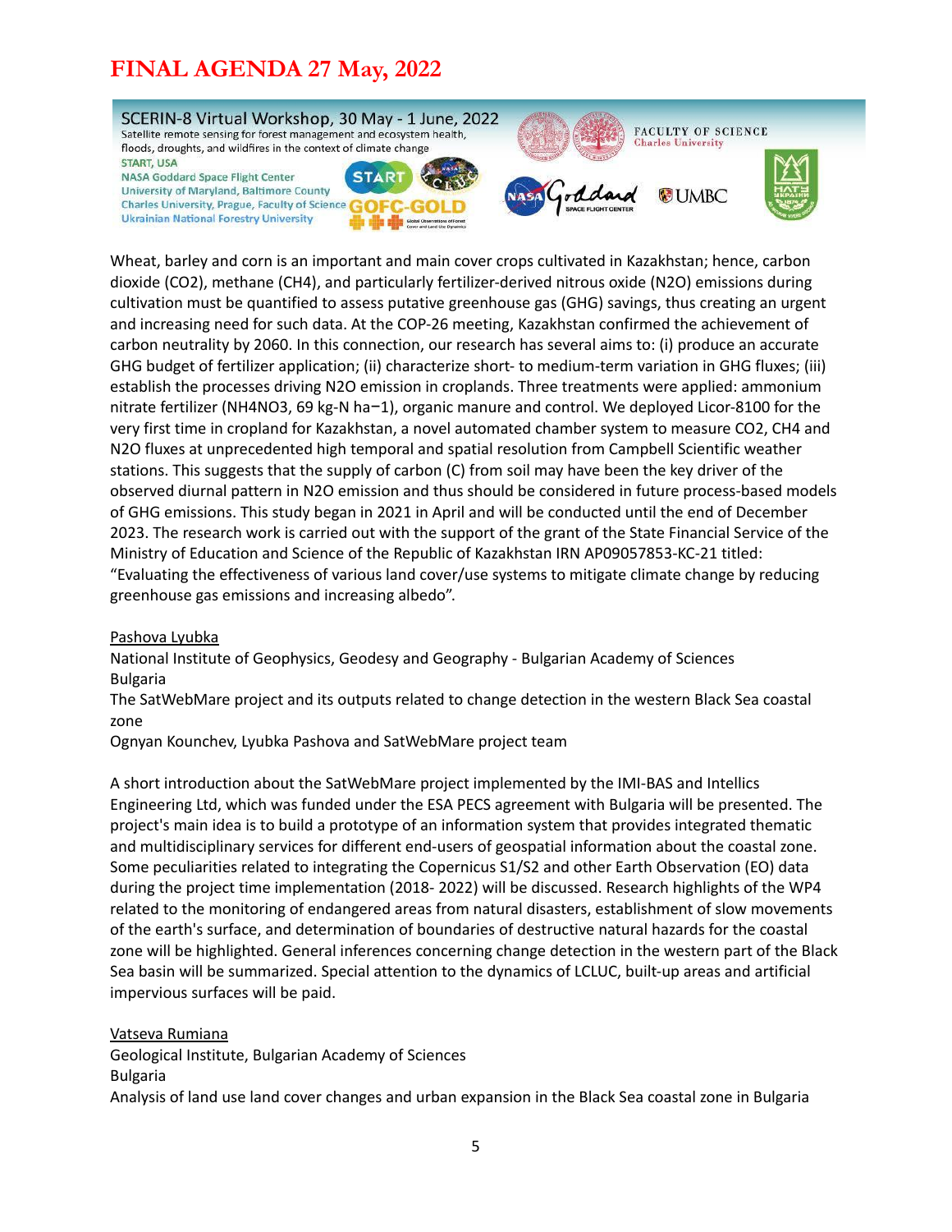Wheat, barley and corn is an important and main cover crops cultivated in Kazakhstan; hence, carbon dioxide ($CO_2$), methane ($CH_4$), and particularly fertilizer-derived nitrous oxide ($N_2O$) emissions during cultivation must be quantified to assess putative greenhouse gas (GHG) savings, thus creating an urgent and increasing need for such data. At the COP-26 meeting, Kazakhstan confirmed the achievement of carbon neutrality by 2060. In this connection, our research has several aims to: (i) produce an accurate GHG budget of fertilizer application; (ii) characterize short- to medium-term variation in GHG fluxes; (iii) establish the processes driving $N_2O$ emission in croplands. Three treatments were applied: ammonium nitrate fertilizer ($NH_4NO_3$, 69 kg-N $ha^{-1}$), organic manure and control. We deployed Licor-8100 for the very first time in cropland for Kazakhstan, a novel automated chamber system to measure $CO_2$, $CH_4$ and $N_2O$ fluxes at unprecedented high temporal and spatial resolution from Campbell Scientific weather stations. This suggests that the supply of carbon (C) from soil may have been the key driver of the observed diurnal pattern in $N_2O$ emission and thus should be considered in future process-based models of GHG emissions. This study began in 2021 in April and will be conducted until the end of December 2023. The research work is carried out with the support of the grant of the State Financial Service of the Ministry of Education and Science of the Republic of Kazakhstan IRN AP09057853-KC-21 titled: "Evaluating the effectiveness of various land cover/use systems to mitigate climate change by reducing greenhouse gas emissions and increasing albedo".

Pashova Lyubka
National Institute of Geophysics, Geodesy and Geography - Bulgarian Academy of Sciences
Bulgaria
The SatWebMare project and its outputs related to change detection in the western Black Sea coastal zone
Ognyan Kounchev, Lyubka Pashova and SatWebMare project team

A short introduction about the SatWebMare project implemented by the IMI-BAS and Intellics Engineering Ltd, which was funded under the ESA PECS agreement with Bulgaria will be presented. The project's main idea is to build a prototype of an information system that provides integrated thematic and multidisciplinary services for different end-users of geospatial information about the coastal zone. Some peculiarities related to integrating the Copernicus S1/S2 and other Earth Observation (EO) data during the project time implementation (2018- 2022) will be discussed. Research highlights of the WP4 related to the monitoring of endangered areas from natural disasters, establishment of slow movements of the earth's surface, and determination of boundaries of destructive natural hazards for the coastal zone will be highlighted. General inferences concerning change detection in the western part of the Black Sea basin will be summarized. Special attention to the dynamics of LCLUC, built-up areas and artificial impervious surfaces will be paid.

Vatseva Rumiana
Geological Institute, Bulgarian Academy of Sciences
Bulgaria
Analysis of land use land cover changes and urban expansion in the Black Sea coastal zone in Bulgaria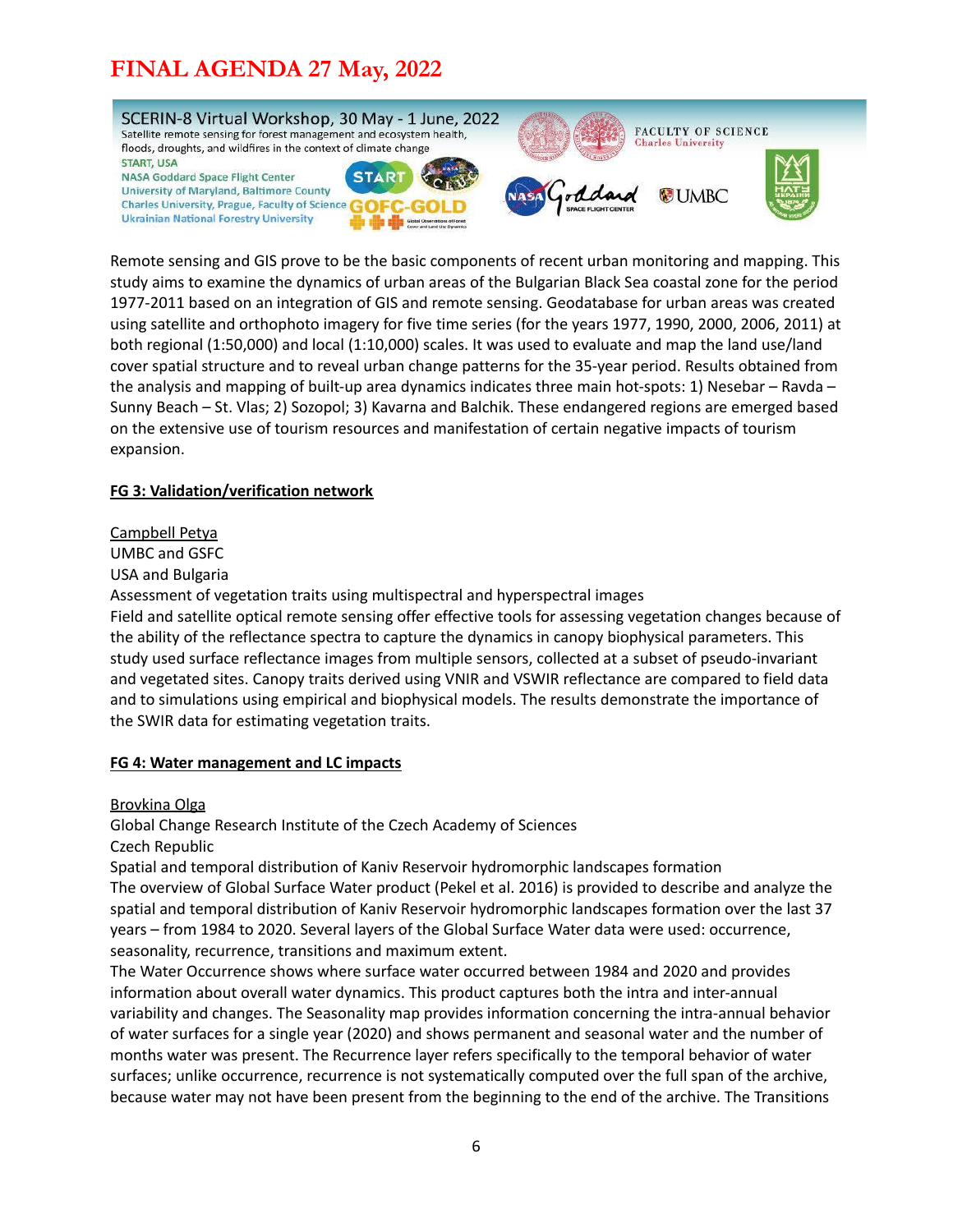Remote sensing and GIS prove to be the basic components of recent urban monitoring and mapping. This study aims to examine the dynamics of urban areas of the Bulgarian Black Sea coastal zone for the period 1977-2011 based on an integration of GIS and remote sensing. Geodatabase for urban areas was created using satellite and orthophoto imagery for five time series (for the years 1977, 1990, 2000, 2006, 2011) at both regional (1:50,000) and local (1:10,000) scales. It was used to evaluate and map the land use/land cover spatial structure and to reveal urban change patterns for the 35-year period. Results obtained from the analysis and mapping of built-up area dynamics indicates three main hot-spots: 1) Nesebar – Ravda – Sunny Beach – St. Vlas; 2) Sozopol; 3) Kavarna and Balchik. These endangered regions are emerged based on the extensive use of tourism resources and manifestation of certain negative impacts of tourism expansion.

**FG 3: Validation/verification network**

Campbell Petya
UMBC and GSFC
USA and Bulgaria
Assessment of vegetation traits using multispectral and hyperspectral images
Field and satellite optical remote sensing offer effective tools for assessing vegetation changes because of the ability of the reflectance spectra to capture the dynamics in canopy biophysical parameters. This study used surface reflectance images from multiple sensors, collected at a subset of pseudo-invariant and vegetated sites. Canopy traits derived using VNIR and VSWIR reflectance are compared to field data and to simulations using empirical and biophysical models. The results demonstrate the importance of the SWIR data for estimating vegetation traits.

**FG 4: Water management and LC impacts**

Brovkina Olga
Global Change Research Institute of the Czech Academy of Sciences
Czech Republic
Spatial and temporal distribution of Kaniv Reservoir hydromorphic landscapes formation
The overview of Global Surface Water product (Pekel et al. 2016) is provided to describe and analyze the spatial and temporal distribution of Kaniv Reservoir hydromorphic landscapes formation over the last 37 years – from 1984 to 2020. Several layers of the Global Surface Water data were used: occurrence, seasonality, recurrence, transitions and maximum extent.
The Water Occurrence shows where surface water occurred between 1984 and 2020 and provides information about overall water dynamics. This product captures both the intra and inter-annual variability and changes. The Seasonality map provides information concerning the intra-annual behavior of water surfaces for a single year (2020) and shows permanent and seasonal water and the number of months water was present. The Recurrence layer refers specifically to the temporal behavior of water surfaces; unlike occurrence, recurrence is not systematically computed over the full span of the archive, because water may not have been present from the beginning to the end of the archive. The Transitions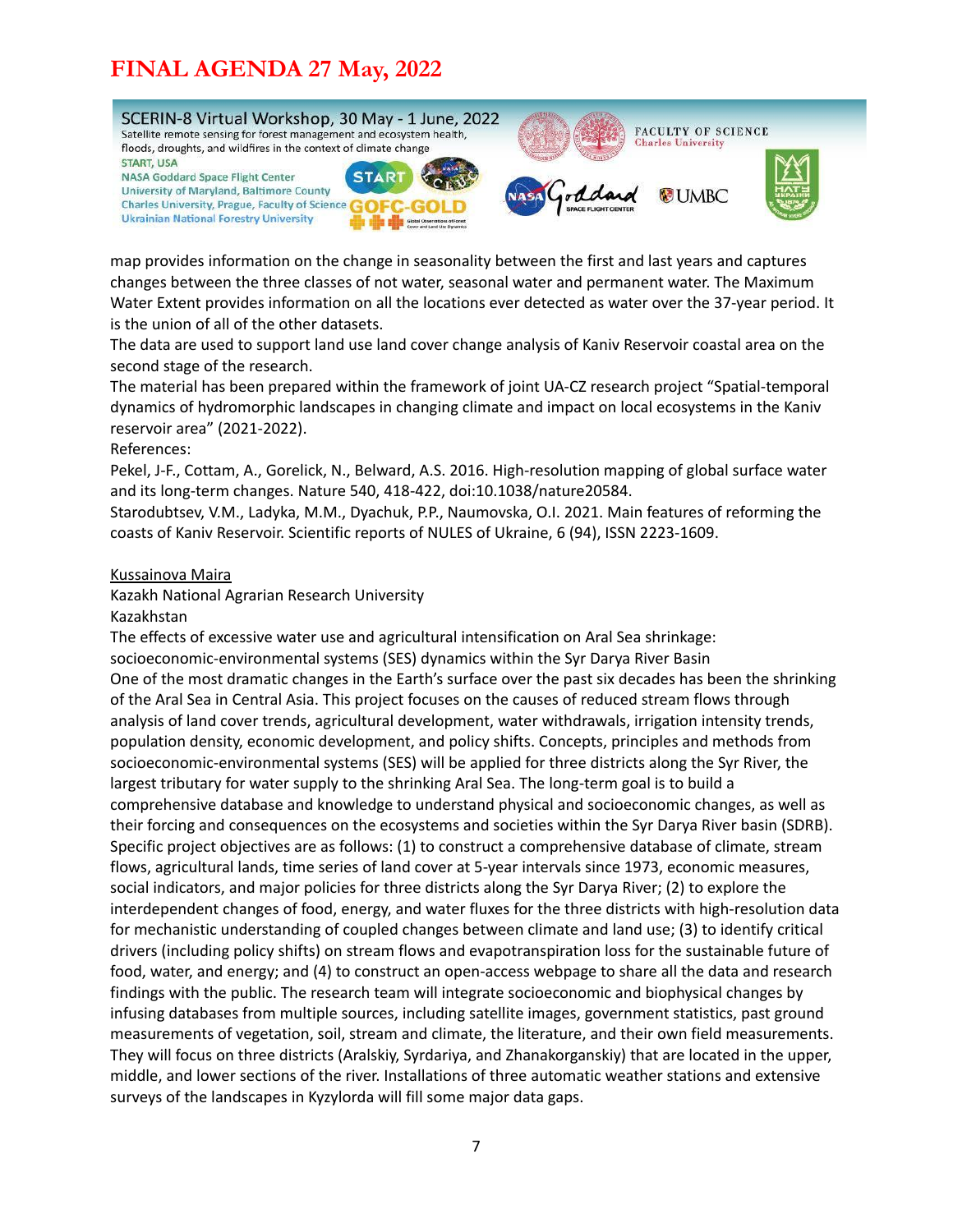map provides information on the change in seasonality between the first and last years and captures changes between the three classes of not water, seasonal water and permanent water. The Maximum Water Extent provides information on all the locations ever detected as water over the 37-year period. It is the union of all of the other datasets.

The data are used to support land use land cover change analysis of Kaniv Reservoir coastal area on the second stage of the research.

The material has been prepared within the framework of joint UA-CZ research project "Spatial-temporal dynamics of hydromorphic landscapes in changing climate and impact on local ecosystems in the Kaniv reservoir area" (2021-2022).

References:

Pekel, J-F., Cottam, A., Gorelick, N., Belward, A.S. 2016. High-resolution mapping of global surface water and its long-term changes. Nature 540, 418-422, doi:10.1038/nature20584.

Starodubtsev, V.M., Ladyka, M.M., Dyachuk, P.P., Naumovska, O.I. 2021. Main features of reforming the coasts of Kaniv Reservoir. Scientific reports of NULES of Ukraine, 6 (94), ISSN 2223-1609.

<u>Kussainova Maira</u>

Kazakh National Agrarian Research University

Kazakhstan

The effects of excessive water use and agricultural intensification on Aral Sea shrinkage: socioeconomic-environmental systems (SES) dynamics within the Syr Darya River Basin

One of the most dramatic changes in the Earth's surface over the past six decades has been the shrinking of the Aral Sea in Central Asia. This project focuses on the causes of reduced stream flows through analysis of land cover trends, agricultural development, water withdrawals, irrigation intensity trends, population density, economic development, and policy shifts. Concepts, principles and methods from socioeconomic-environmental systems (SES) will be applied for three districts along the Syr River, the largest tributary for water supply to the shrinking Aral Sea. The long-term goal is to build a comprehensive database and knowledge to understand physical and socioeconomic changes, as well as their forcing and consequences on the ecosystems and societies within the Syr Darya River basin (SDRB). Specific project objectives are as follows: (1) to construct a comprehensive database of climate, stream flows, agricultural lands, time series of land cover at 5-year intervals since 1973, economic measures, social indicators, and major policies for three districts along the Syr Darya River; (2) to explore the interdependent changes of food, energy, and water fluxes for the three districts with high-resolution data for mechanistic understanding of coupled changes between climate and land use; (3) to identify critical drivers (including policy shifts) on stream flows and evapotranspiration loss for the sustainable future of food, water, and energy; and (4) to construct an open-access webpage to share all the data and research findings with the public. The research team will integrate socioeconomic and biophysical changes by infusing databases from multiple sources, including satellite images, government statistics, past ground measurements of vegetation, soil, stream and climate, the literature, and their own field measurements. They will focus on three districts (Aralskiy, Syrdariya, and Zhanakorganskiy) that are located in the upper, middle, and lower sections of the river. Installations of three automatic weather stations and extensive surveys of the landscapes in Kyzylorda will fill some major data gaps.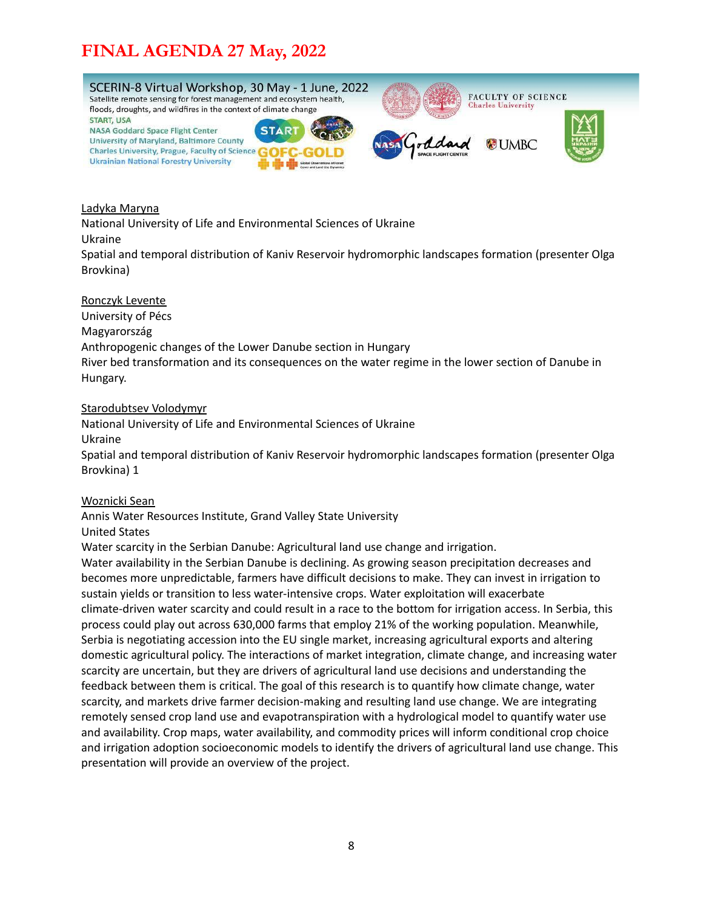# FINAL AGENDA 27 May, 2022

SCERIN-8 Virtual Workshop, 30 May - 1 June, 2022
Satellite remote sensing for forest management and ecosystem health, floods, droughts, and wildfires in the context of climate change
START, USA
NASA Goddard Space Flight Center
University of Maryland, Baltimore County
Charles University, Prague, Faculty of Science
Ukrainian National Forestry University

Ladyka Maryna
National University of Life and Environmental Sciences of Ukraine
Ukraine
Spatial and temporal distribution of Kaniv Reservoir hydromorphic landscapes formation (presenter Olga Brovkina)

Ronczyk Levente
University of Pécs
Magyarország
Anthropogenic changes of the Lower Danube section in Hungary
River bed transformation and its consequences on the water regime in the lower section of Danube in Hungary.

Starodubtsev Volodymyr
National University of Life and Environmental Sciences of Ukraine
Ukraine
Spatial and temporal distribution of Kaniv Reservoir hydromorphic landscapes formation (presenter Olga Brovkina) 1

Woznicki Sean
Annis Water Resources Institute, Grand Valley State University
United States
Water scarcity in the Serbian Danube: Agricultural land use change and irrigation.
Water availability in the Serbian Danube is declining. As growing season precipitation decreases and becomes more unpredictable, farmers have difficult decisions to make. They can invest in irrigation to sustain yields or transition to less water-intensive crops. Water exploitation will exacerbate climate-driven water scarcity and could result in a race to the bottom for irrigation access. In Serbia, this process could play out across 630,000 farms that employ 21% of the working population. Meanwhile, Serbia is negotiating accession into the EU single market, increasing agricultural exports and altering domestic agricultural policy. The interactions of market integration, climate change, and increasing water scarcity are uncertain, but they are drivers of agricultural land use decisions and understanding the feedback between them is critical. The goal of this research is to quantify how climate change, water scarcity, and markets drive farmer decision-making and resulting land use change. We are integrating remotely sensed crop land use and evapotranspiration with a hydrological model to quantify water use and availability. Crop maps, water availability, and commodity prices will inform conditional crop choice and irrigation adoption socioeconomic models to identify the drivers of agricultural land use change. This presentation will provide an overview of the project.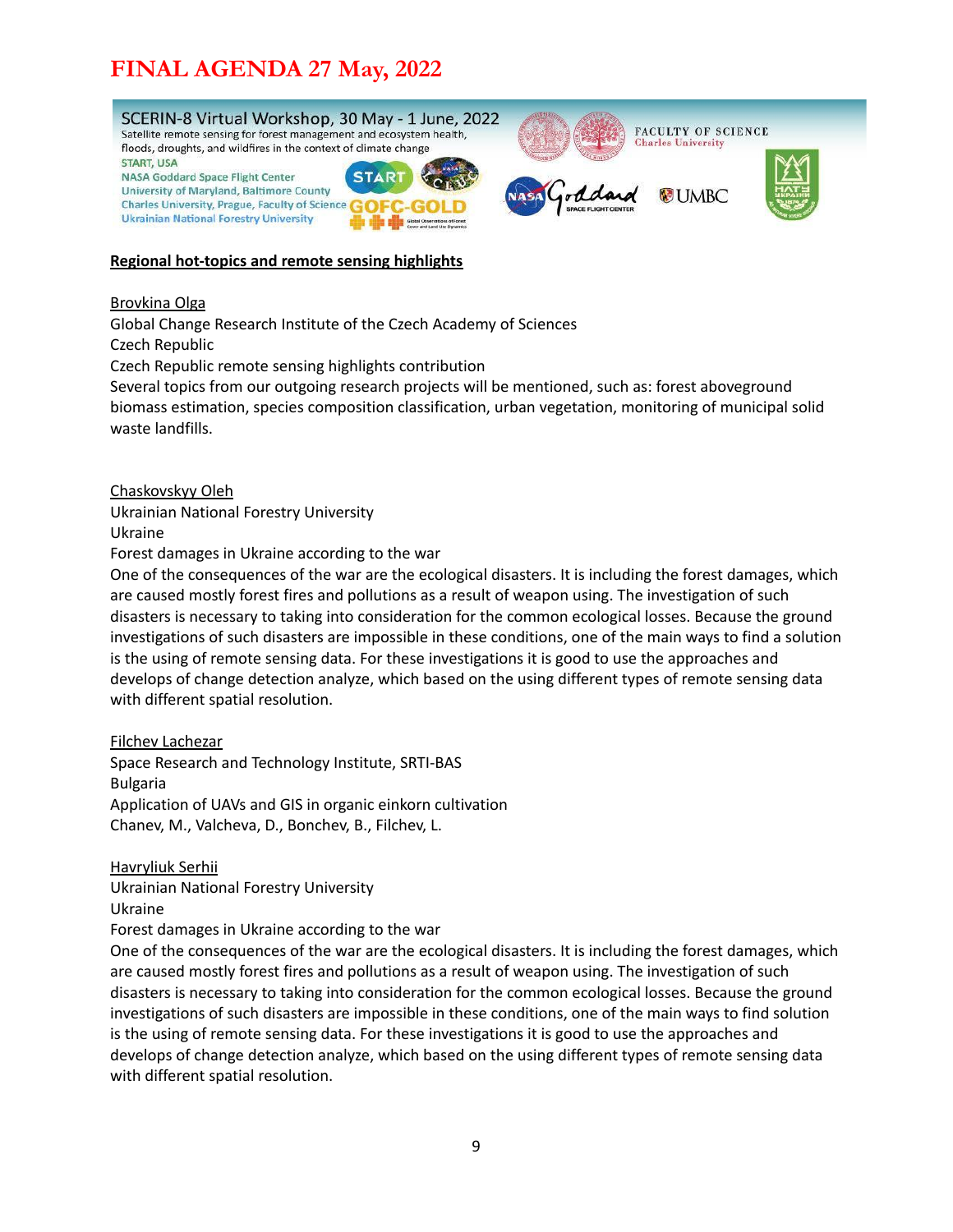# FINAL AGENDA 27 May, 2022

SCERIN-8 Virtual Workshop, 30 May - 1 June, 2022
Satellite remote sensing for forest management and ecosystem health, floods, droughts, and wildfires in the context of climate change
START, USA
NASA Goddard Space Flight Center
University of Maryland, Baltimore County
Charles University, Prague, Faculty of Science
Ukrainian National Forestry University

**Regional hot-topics and remote sensing highlights**

Brovkina Olga
Global Change Research Institute of the Czech Academy of Sciences
Czech Republic
Czech Republic remote sensing highlights contribution
Several topics from our outgoing research projects will be mentioned, such as: forest aboveground biomass estimation, species composition classification, urban vegetation, monitoring of municipal solid waste landfills.

Chaskovskyy Oleh
Ukrainian National Forestry University
Ukraine
Forest damages in Ukraine according to the war
One of the consequences of the war are the ecological disasters. It is including the forest damages, which are caused mostly forest fires and pollutions as a result of weapon using. The investigation of such disasters is necessary to taking into consideration for the common ecological losses. Because the ground investigations of such disasters are impossible in these conditions, one of the main ways to find a solution is the using of remote sensing data. For these investigations it is good to use the approaches and develops of change detection analyze, which based on the using different types of remote sensing data with different spatial resolution.

Filchev Lachezar
Space Research and Technology Institute, SRTI-BAS
Bulgaria
Application of UAVs and GIS in organic einkorn cultivation
Chanev, M., Valcheva, D., Bonchev, B., Filchev, L.

Havryliuk Serhii
Ukrainian National Forestry University
Ukraine
Forest damages in Ukraine according to the war
One of the consequences of the war are the ecological disasters. It is including the forest damages, which are caused mostly forest fires and pollutions as a result of weapon using. The investigation of such disasters is necessary to taking into consideration for the common ecological losses. Because the ground investigations of such disasters are impossible in these conditions, one of the main ways to find solution is the using of remote sensing data. For these investigations it is good to use the approaches and develops of change detection analyze, which based on the using different types of remote sensing data with different spatial resolution.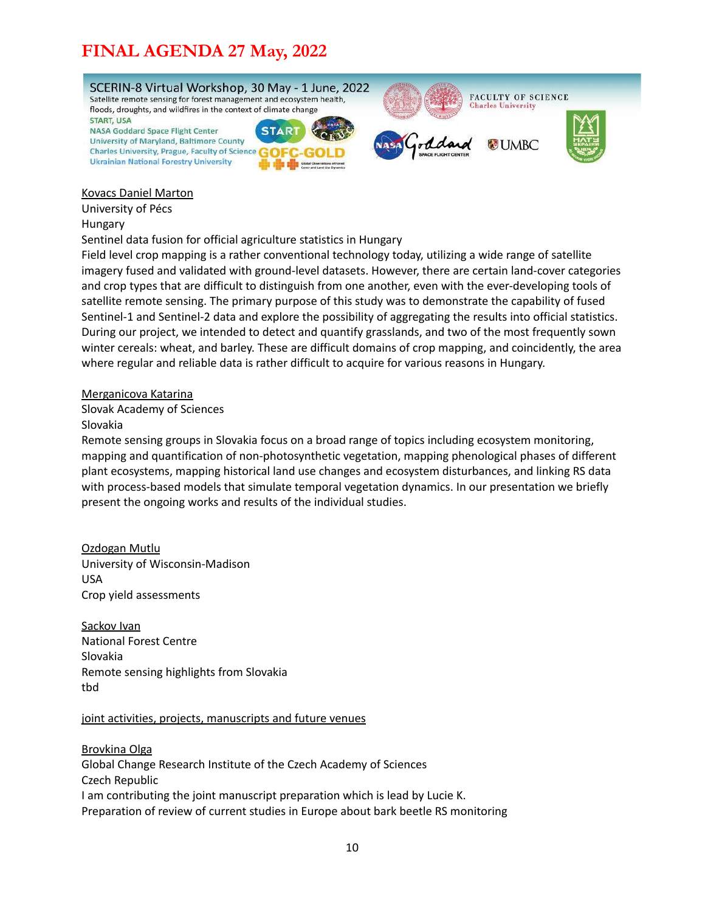# FINAL AGENDA 27 May, 2022

SCERIN-8 Virtual Workshop, 30 May - 1 June, 2022
Satellite remote sensing for forest management and ecosystem health, floods, droughts, and wildfires in the context of climate change
START, USA
NASA Goddard Space Flight Center
University of Maryland, Baltimore County
Charles University, Prague, Faculty of Science
Ukrainian National Forestry University

Kovacs Daniel Marton
University of Pécs
Hungary
Sentinel data fusion for official agriculture statistics in Hungary
Field level crop mapping is a rather conventional technology today, utilizing a wide range of satellite imagery fused and validated with ground-level datasets. However, there are certain land-cover categories and crop types that are difficult to distinguish from one another, even with the ever-developing tools of satellite remote sensing. The primary purpose of this study was to demonstrate the capability of fused Sentinel-1 and Sentinel-2 data and explore the possibility of aggregating the results into official statistics. During our project, we intended to detect and quantify grasslands, and two of the most frequently sown winter cereals: wheat, and barley. These are difficult domains of crop mapping, and coincidently, the area where regular and reliable data is rather difficult to acquire for various reasons in Hungary.

Merganicova Katarina
Slovak Academy of Sciences
Slovakia
Remote sensing groups in Slovakia focus on a broad range of topics including ecosystem monitoring, mapping and quantification of non-photosynthetic vegetation, mapping phenological phases of different plant ecosystems, mapping historical land use changes and ecosystem disturbances, and linking RS data with process-based models that simulate temporal vegetation dynamics. In our presentation we briefly present the ongoing works and results of the individual studies.

Ozdogan Mutlu
University of Wisconsin-Madison
USA
Crop yield assessments

Sackov Ivan
National Forest Centre
Slovakia
Remote sensing highlights from Slovakia
tbd

joint activities, projects, manuscripts and future venues

Brovkina Olga
Global Change Research Institute of the Czech Academy of Sciences
Czech Republic
I am contributing the joint manuscript preparation which is lead by Lucie K.
Preparation of review of current studies in Europe about bark beetle RS monitoring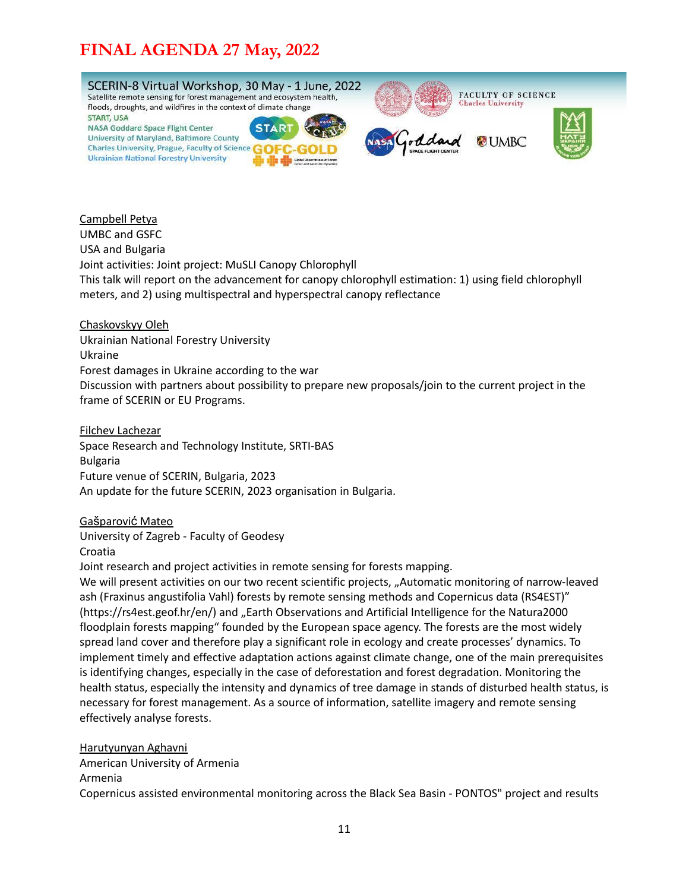# FINAL AGENDA 27 May, 2022

SCERIN-8 Virtual Workshop, 30 May - 1 June, 2022
Satellite remote sensing for forest management and ecosystem health, floods, droughts, and wildfires in the context of climate change
START, USA
NASA Goddard Space Flight Center
University of Maryland, Baltimore County
Charles University, Prague, Faculty of Science
Ukrainian National Forestry University

Campbell Petya
UMBC and GSFC
USA and Bulgaria
Joint activities: Joint project: MuSLI Canopy Chlorophyll
This talk will report on the advancement for canopy chlorophyll estimation: 1) using field chlorophyll meters, and 2) using multispectral and hyperspectral canopy reflectance

Chaskovskyy Oleh
Ukrainian National Forestry University
Ukraine
Forest damages in Ukraine according to the war
Discussion with partners about possibility to prepare new proposals/join to the current project in the frame of SCERIN or EU Programs.

Filchev Lachezar
Space Research and Technology Institute, SRTI-BAS
Bulgaria
Future venue of SCERIN, Bulgaria, 2023
An update for the future SCERIN, 2023 organisation in Bulgaria.

Gašparović Mateo
University of Zagreb - Faculty of Geodesy
Croatia
Joint research and project activities in remote sensing for forests mapping.
We will present activities on our two recent scientific projects, „Automatic monitoring of narrow-leaved ash (Fraxinus angustifolia Vahl) forests by remote sensing methods and Copernicus data (RS4EST)" (https://rs4est.geof.hr/en/) and „Earth Observations and Artificial Intelligence for the Natura2000 floodplain forests mapping" founded by the European space agency. The forests are the most widely spread land cover and therefore play a significant role in ecology and create processes' dynamics. To implement timely and effective adaptation actions against climate change, one of the main prerequisites is identifying changes, especially in the case of deforestation and forest degradation. Monitoring the health status, especially the intensity and dynamics of tree damage in stands of disturbed health status, is necessary for forest management. As a source of information, satellite imagery and remote sensing effectively analyse forests.

Harutyunyan Aghavni
American University of Armenia
Armenia
Copernicus assisted environmental monitoring across the Black Sea Basin - PONTOS" project and results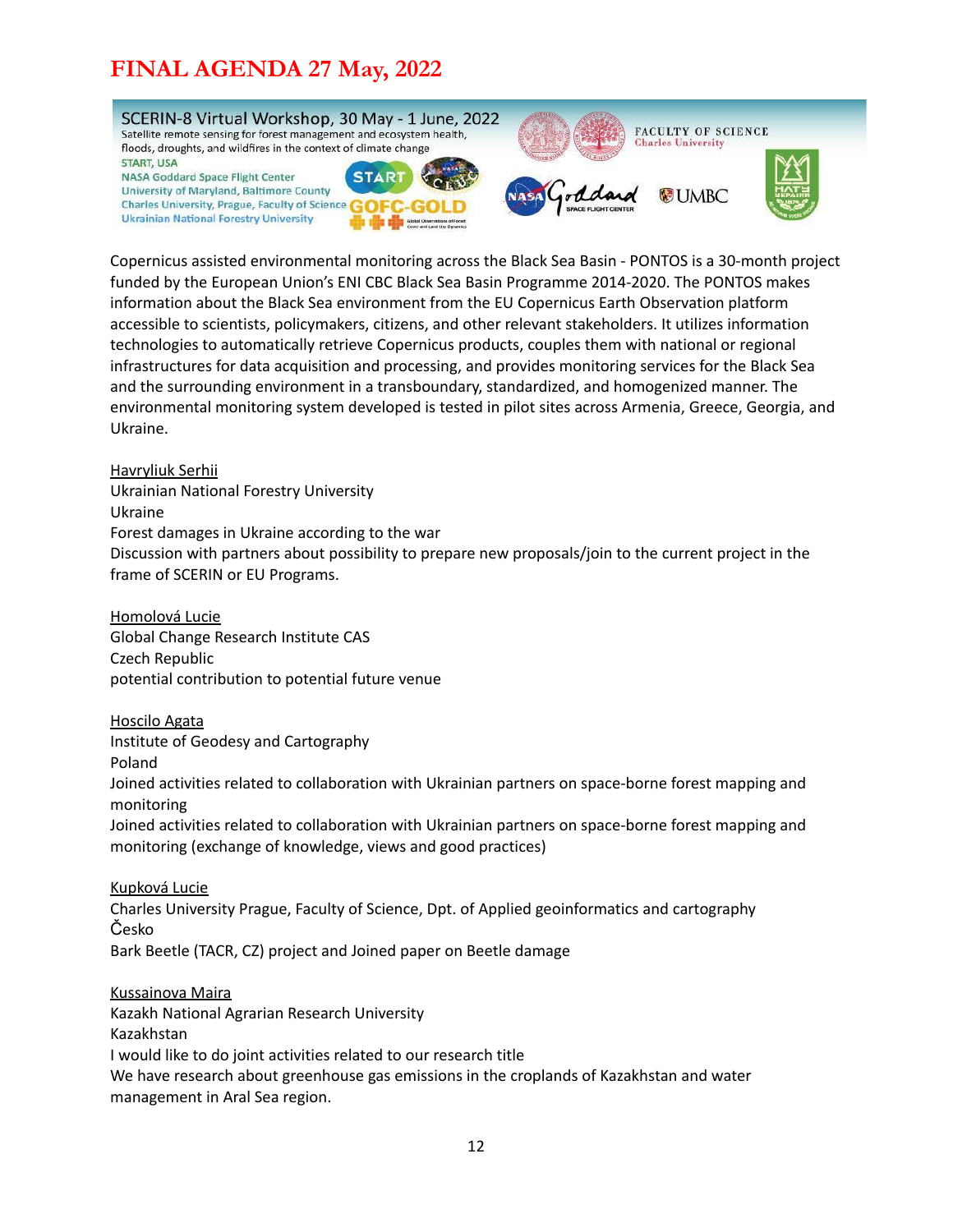# FINAL AGENDA 27 May, 2022

SCERIN-8 Virtual Workshop, 30 May - 1 June, 2022
Satellite remote sensing for forest management and ecosystem health, floods, droughts, and wildfires in the context of climate change
START, USA
NASA Goddard Space Flight Center
University of Maryland, Baltimore County
Charles University, Prague, Faculty of Science
Ukrainian National Forestry University

Copernicus assisted environmental monitoring across the Black Sea Basin - PONTOS is a 30-month project funded by the European Union's ENI CBC Black Sea Basin Programme 2014-2020. The PONTOS makes information about the Black Sea environment from the EU Copernicus Earth Observation platform accessible to scientists, policymakers, citizens, and other relevant stakeholders. It utilizes information technologies to automatically retrieve Copernicus products, couples them with national or regional infrastructures for data acquisition and processing, and provides monitoring services for the Black Sea and the surrounding environment in a transboundary, standardized, and homogenized manner. The environmental monitoring system developed is tested in pilot sites across Armenia, Greece, Georgia, and Ukraine.

Havryliuk Serhii
Ukrainian National Forestry University
Ukraine
Forest damages in Ukraine according to the war
Discussion with partners about possibility to prepare new proposals/join to the current project in the frame of SCERIN or EU Programs.

Homolová Lucie
Global Change Research Institute CAS
Czech Republic
potential contribution to potential future venue

Hoscilo Agata
Institute of Geodesy and Cartography
Poland
Joined activities related to collaboration with Ukrainian partners on space-borne forest mapping and monitoring
Joined activities related to collaboration with Ukrainian partners on space-borne forest mapping and monitoring (exchange of knowledge, views and good practices)

Kupková Lucie
Charles University Prague, Faculty of Science, Dpt. of Applied geoinformatics and cartography
Česko
Bark Beetle (TACR, CZ) project and Joined paper on Beetle damage

Kussainova Maira
Kazakh National Agrarian Research University
Kazakhstan
I would like to do joint activities related to our research title
We have research about greenhouse gas emissions in the croplands of Kazakhstan and water management in Aral Sea region.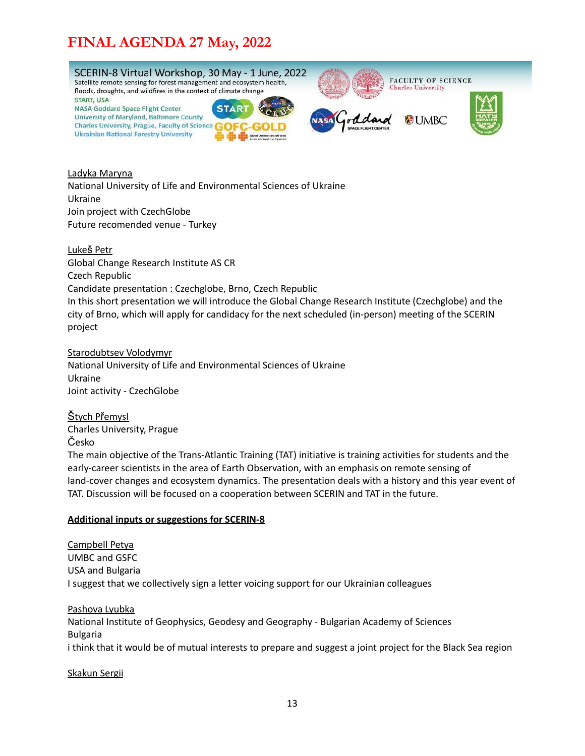Ladyka Maryna
National University of Life and Environmental Sciences of Ukraine
Ukraine
Join project with CzechGlobe
Future recomended venue - Turkey

Lukeš Petr
Global Change Research Institute AS CR
Czech Republic
Candidate presentation : Czechglobe, Brno, Czech Republic
In this short presentation we will introduce the Global Change Research Institute (Czechglobe) and the city of Brno, which will apply for candidacy for the next scheduled (in-person) meeting of the SCERIN project

Starodubtsev Volodymyr
National University of Life and Environmental Sciences of Ukraine
Ukraine
Joint activity - CzechGlobe

Štych Přemysl
Charles University, Prague
Česko
The main objective of the Trans-Atlantic Training (TAT) initiative is training activities for students and the early-career scientists in the area of Earth Observation, with an emphasis on remote sensing of land-cover changes and ecosystem dynamics. The presentation deals with a history and this year event of TAT. Discussion will be focused on a cooperation between SCERIN and TAT in the future.

**Additional inputs or suggestions for SCERIN-8**

Campbell Petya
UMBC and GSFC
USA and Bulgaria
I suggest that we collectively sign a letter voicing support for our Ukrainian colleagues

Pashova Lyubka
National Institute of Geophysics, Geodesy and Geography - Bulgarian Academy of Sciences
Bulgaria
i think that it would be of mutual interests to prepare and suggest a joint project for the Black Sea region

Skakun Sergii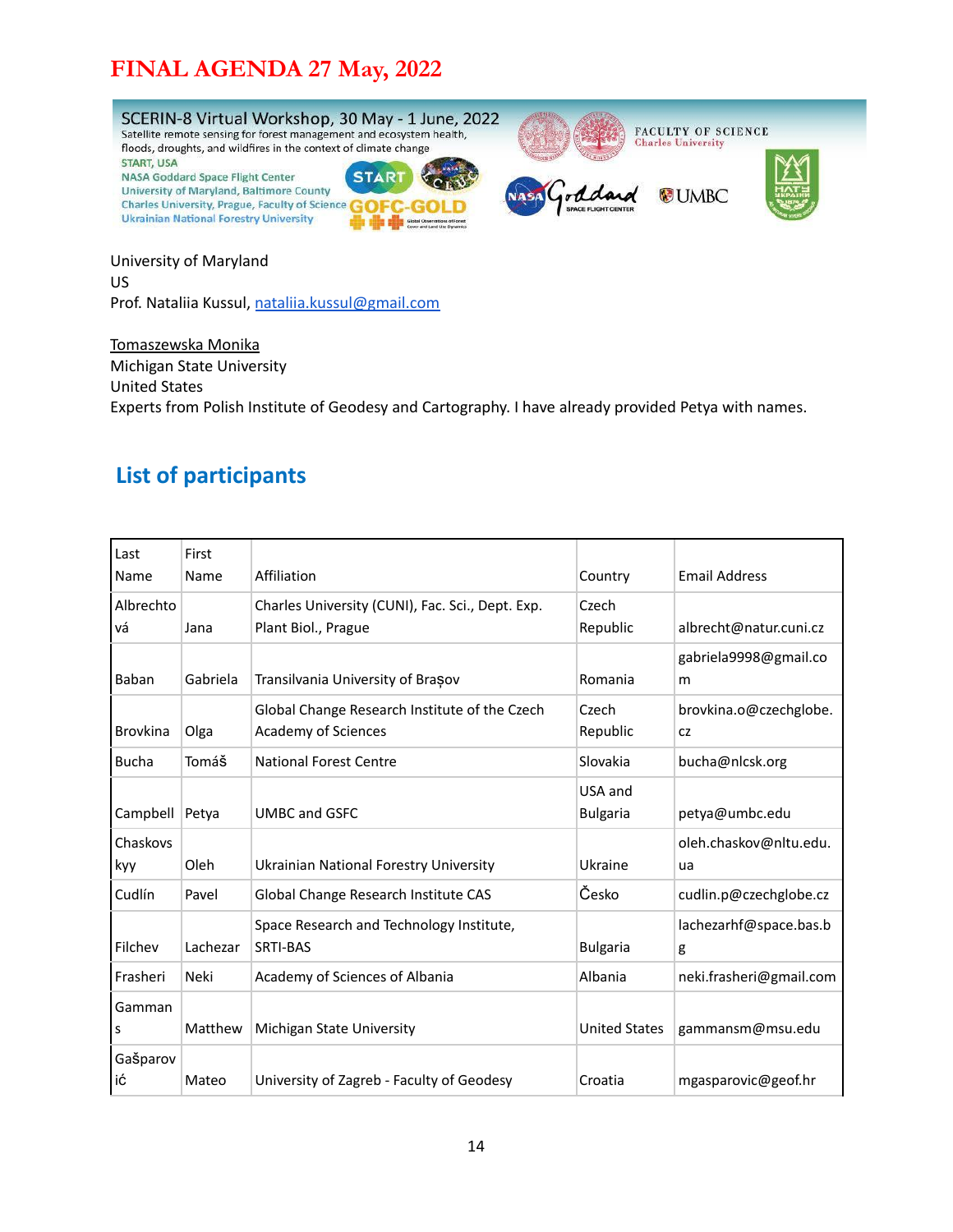# FINAL AGENDA 27 May, 2022

SCERIN-8 Virtual Workshop, 30 May - 1 June, 2022
Satellite remote sensing for forest management and ecosystem health, floods, droughts, and wildfires in the context of climate change
START, USA
NASA Goddard Space Flight Center
University of Maryland, Baltimore County
Charles University, Prague, Faculty of Science
Ukrainian National Forestry University

University of Maryland
US
Prof. Nataliia Kussul, nataliia.kussul@gmail.com

Tomaszewska Monika
Michigan State University
United States
Experts from Polish Institute of Geodesy and Cartography. I have already provided Petya with names.

## List of participants

| Last Name | First Name | Affiliation | Country | Email Address |
|---|---|---|---|---|
| Albrechtová | Jana | Charles University (CUNI), Fac. Sci., Dept. Exp. Plant Biol., Prague | Czech Republic | albrecht@natur.cuni.cz |
| Baban | Gabriela | Transilvania University of Brașov | Romania | gabriela9998@gmail.com |
| Brovkina | Olga | Global Change Research Institute of the Czech Academy of Sciences | Czech Republic | brovkina.o@czechglobe.cz |
| Bucha | Tomáš | National Forest Centre | Slovakia | bucha@nlcsk.org |
| Campbell | Petya | UMBC and GSFC | USA and Bulgaria | petya@umbc.edu |
| Chaskovskyy | Oleh | Ukrainian National Forestry University | Ukraine | oleh.chaskov@nltu.edu.ua |
| Cudlín | Pavel | Global Change Research Institute CAS | Česko | cudlin.p@czechglobe.cz |
| Filchev | Lachezar | Space Research and Technology Institute, SRTI-BAS | Bulgaria | lachezarhf@space.bas.bg |
| Frasheri | Neki | Academy of Sciences of Albania | Albania | neki.frasheri@gmail.com |
| Gammans | Matthew | Michigan State University | United States | gammansm@msu.edu |
| Gašparović | Mateo | University of Zagreb - Faculty of Geodesy | Croatia | mgasparovic@geof.hr |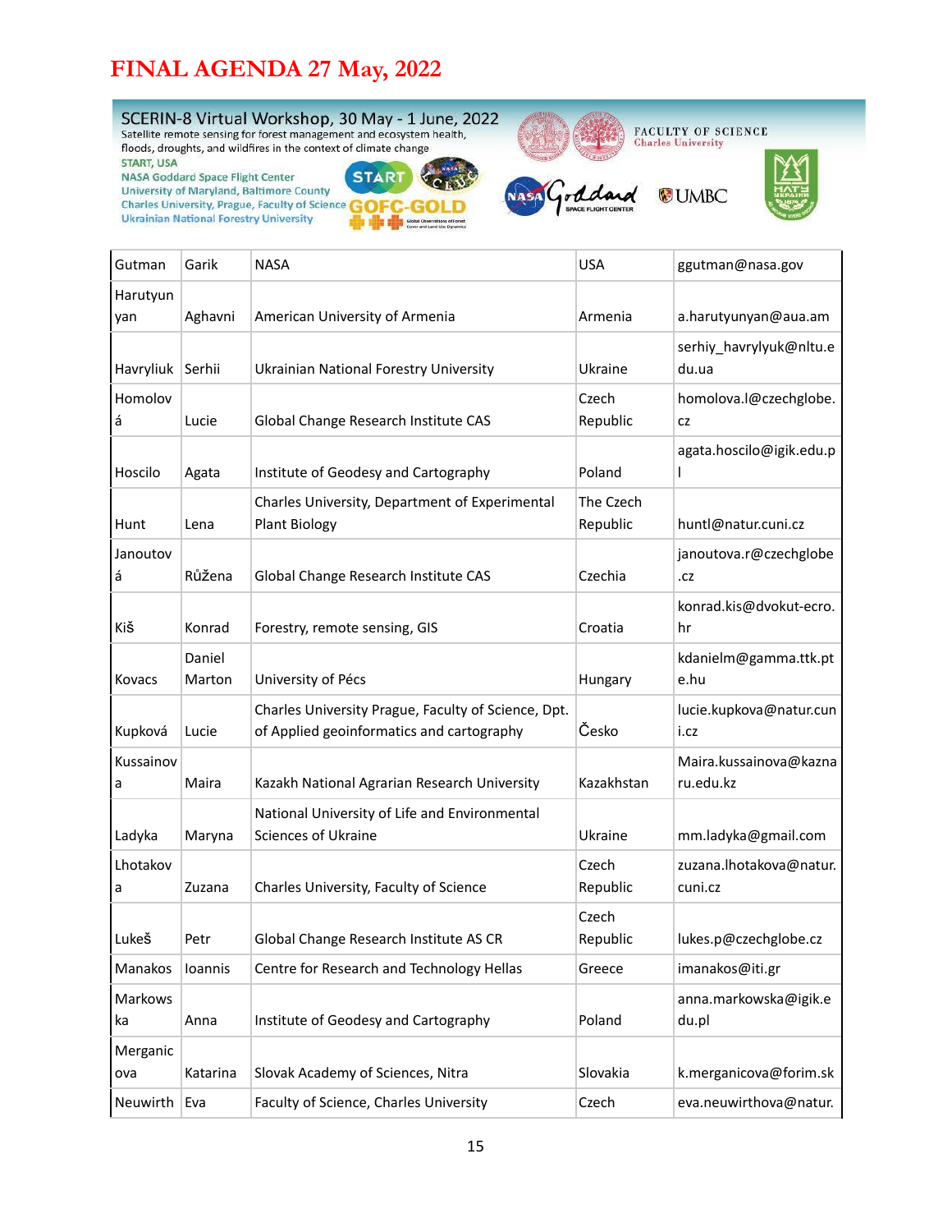# FINAL AGENDA 27 May, 2022

SCERIN-8 Virtual Workshop, 30 May - 1 June, 2022
Satellite remote sensing for forest management and ecosystem health, floods, droughts, and wildfires in the context of climate change
START, USA
NASA Goddard Space Flight Center
University of Maryland, Baltimore County
Charles University, Prague, Faculty of Science
Ukrainian National Forestry University

| | | | | |
|---|---|---|---|---|
| Gutman | Garik | NASA | USA | ggutman@nasa.gov |
| Harutyunyan | Aghavni | American University of Armenia | Armenia | a.harutyunyan@aua.am |
| Havryliuk | Serhii | Ukrainian National Forestry University | Ukraine | serhiy_havrylyuk@nltu.edu.ua |
| Homolová | Lucie | Global Change Research Institute CAS | Czech Republic | homolova.l@czechglobe.cz |
| Hoscilo | Agata | Institute of Geodesy and Cartography | Poland | agata.hoscilo@igik.edu.pl |
| Hunt | Lena | Charles University, Department of Experimental Plant Biology | The Czech Republic | huntl@natur.cuni.cz |
| Janoutová | Růžena | Global Change Research Institute CAS | Czechia | janoutova.r@czechglobe.cz |
| Kiš | Konrad | Forestry, remote sensing, GIS | Croatia | konrad.kis@dvokut-ecro.hr |
| Kovacs | Daniel Marton | University of Pécs | Hungary | kdanielm@gamma.ttk.pte.hu |
| Kupková | Lucie | Charles University Prague, Faculty of Science, Dpt. of Applied geoinformatics and cartography | Česko | lucie.kupkova@natur.cuni.cz |
| Kussainova | Maira | Kazakh National Agrarian Research University | Kazakhstan | Maira.kussainova@kaznaru.edu.kz |
| Ladyka | Maryna | National University of Life and Environmental Sciences of Ukraine | Ukraine | mm.ladyka@gmail.com |
| Lhotakova | Zuzana | Charles University, Faculty of Science | Czech Republic | zuzana.lhotakova@natur.cuni.cz |
| Lukeš | Petr | Global Change Research Institute AS CR | Czech Republic | lukes.p@czechglobe.cz |
| Manakos | Ioannis | Centre for Research and Technology Hellas | Greece | imanakos@iti.gr |
| Markowska | Anna | Institute of Geodesy and Cartography | Poland | anna.markowska@igik.edu.pl |
| Merganicova | Katarina | Slovak Academy of Sciences, Nitra | Slovakia | k.merganicova@forim.sk |
| Neuwirth | Eva | Faculty of Science, Charles University | Czech | eva.neuwirthova@natur. |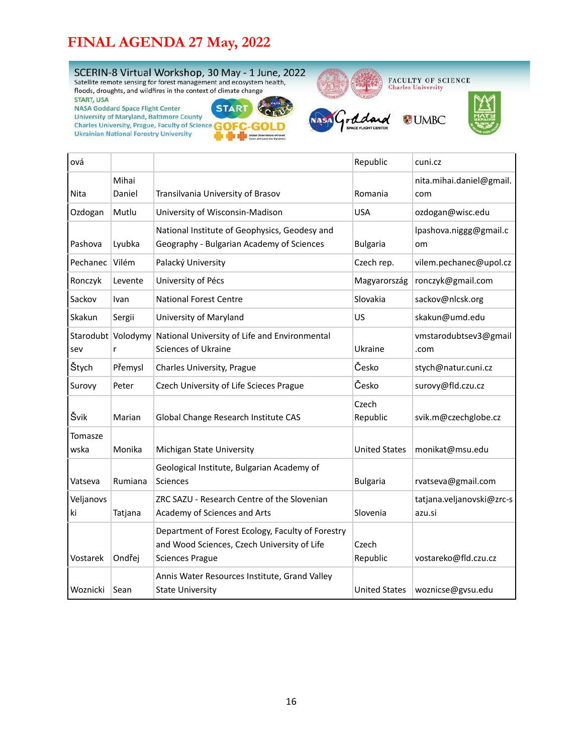# FINAL AGENDA 27 May, 2022

SCERIN-8 Virtual Workshop, 30 May - 1 June, 2022
Satellite remote sensing for forest management and ecosystem health, floods, droughts, and wildfires in the context of climate change
START, USA
NASA Goddard Space Flight Center
University of Maryland, Baltimore County
Charles University, Prague, Faculty of Science
Ukrainian National Forestry University

| | | | | |
|---|---|---|---|---|
| ová | | | Republic | cuni.cz |
| Nita | Mihai Daniel | Transilvania University of Brasov | Romania | nita.mihai.daniel@gmail.com |
| Ozdogan | Mutlu | University of Wisconsin-Madison | USA | ozdogan@wisc.edu |
| Pashova | Lyubka | National Institute of Geophysics, Geodesy and Geography - Bulgarian Academy of Sciences | Bulgaria | lpashova.niggg@gmail.com |
| Pechanec | Vilém | Palacký University | Czech rep. | vilem.pechanec@upol.cz |
| Ronczyk | Levente | University of Pécs | Magyarország | ronczyk@gmail.com |
| Sackov | Ivan | National Forest Centre | Slovakia | sackov@nlcsk.org |
| Skakun | Sergii | University of Maryland | US | skakun@umd.edu |
| Starodubtsev | Volodymyr | National University of Life and Environmental Sciences of Ukraine | Ukraine | vmstarodubtsev3@gmail.com |
| Štych | Přemysl | Charles University, Prague | Česko | stych@natur.cuni.cz |
| Surovy | Peter | Czech University of Life Scieces Prague | Česko | surovy@fld.czu.cz |
| Švik | Marian | Global Change Research Institute CAS | Czech Republic | svik.m@czechglobe.cz |
| Tomaszewska | Monika | Michigan State University | United States | monikat@msu.edu |
| Vatseva | Rumiana | Geological Institute, Bulgarian Academy of Sciences | Bulgaria | rvatseva@gmail.com |
| Veljanovski | Tatjana | ZRC SAZU - Research Centre of the Slovenian Academy of Sciences and Arts | Slovenia | tatjana.veljanovski@zrc-sazu.si |
| Vostarek | Ondřej | Department of Forest Ecology, Faculty of Forestry and Wood Sciences, Czech University of Life Sciences Prague | Czech Republic | vostareko@fld.czu.cz |
| Woznicki | Sean | Annis Water Resources Institute, Grand Valley State University | United States | woznicse@gvsu.edu |